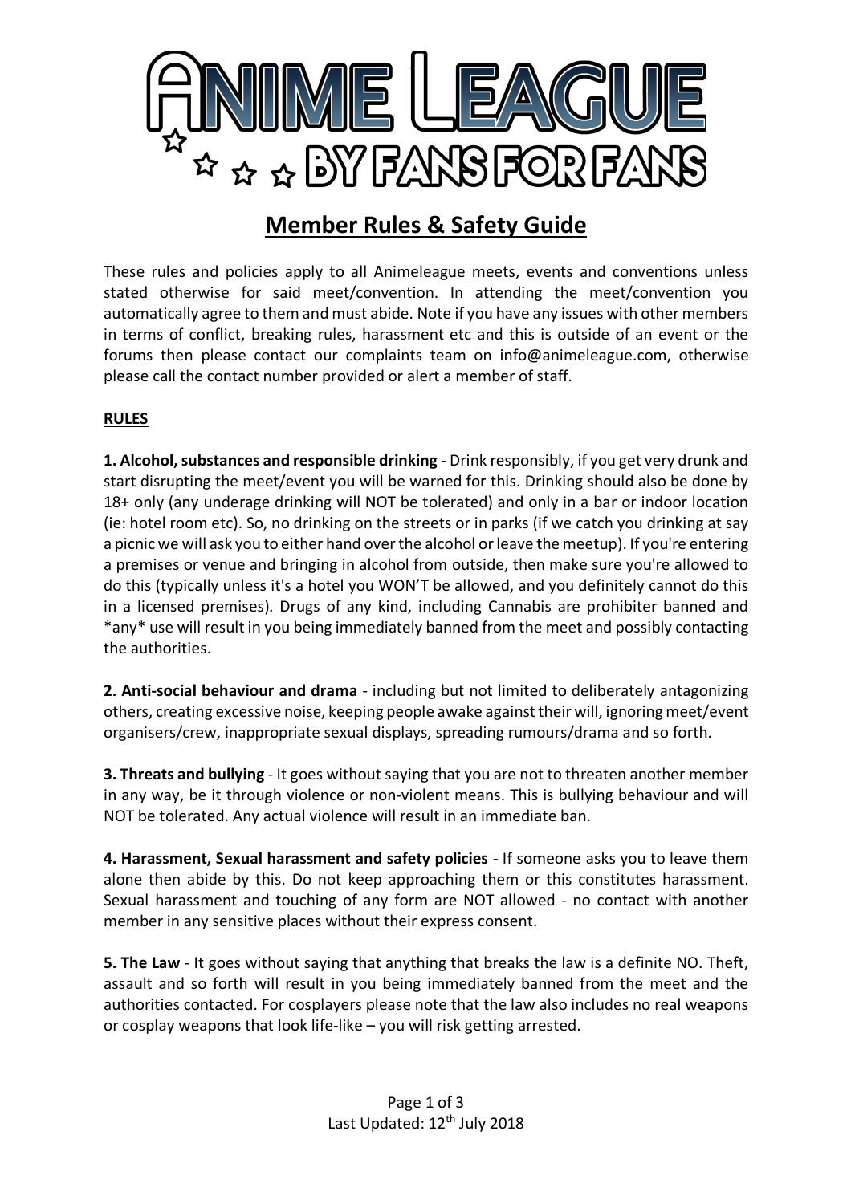# ANIME LEAGUE

BY FANS FOR FANS

## Member Rules & Safety Guide

These rules and policies apply to all Animeleague meets, events and conventions unless stated otherwise for said meet/convention. In attending the meet/convention you automatically agree to them and must abide. Note if you have any issues with other members in terms of conflict, breaking rules, harassment etc and this is outside of an event or the forums then please contact our complaints team on info@animeleague.com, otherwise please call the contact number provided or alert a member of staff.

### RULES

**1. Alcohol, substances and responsible drinking** - Drink responsibly, if you get very drunk and start disrupting the meet/event you will be warned for this. Drinking should also be done by 18+ only (any underage drinking will NOT be tolerated) and only in a bar or indoor location (ie: hotel room etc). So, no drinking on the streets or in parks (if we catch you drinking at say a picnic we will ask you to either hand over the alcohol or leave the meetup). If you're entering a premises or venue and bringing in alcohol from outside, then make sure you're allowed to do this (typically unless it's a hotel you WON'T be allowed, and you definitely cannot do this in a licensed premises). Drugs of any kind, including Cannabis are prohibiter banned and *any* use will result in you being immediately banned from the meet and possibly contacting the authorities.

**2. Anti-social behaviour and drama** - including but not limited to deliberately antagonizing others, creating excessive noise, keeping people awake against their will, ignoring meet/event organisers/crew, inappropriate sexual displays, spreading rumours/drama and so forth.

**3. Threats and bullying** - It goes without saying that you are not to threaten another member in any way, be it through violence or non-violent means. This is bullying behaviour and will NOT be tolerated. Any actual violence will result in an immediate ban.

**4. Harassment, Sexual harassment and safety policies** - If someone asks you to leave them alone then abide by this. Do not keep approaching them or this constitutes harassment. Sexual harassment and touching of any form are NOT allowed - no contact with another member in any sensitive places without their express consent.

**5. The Law** - It goes without saying that anything that breaks the law is a definite NO. Theft, assault and so forth will result in you being immediately banned from the meet and the authorities contacted. For cosplayers please note that the law also includes no real weapons or cosplay weapons that look life-like – you will risk getting arrested.

Last Updated: 12th July 2018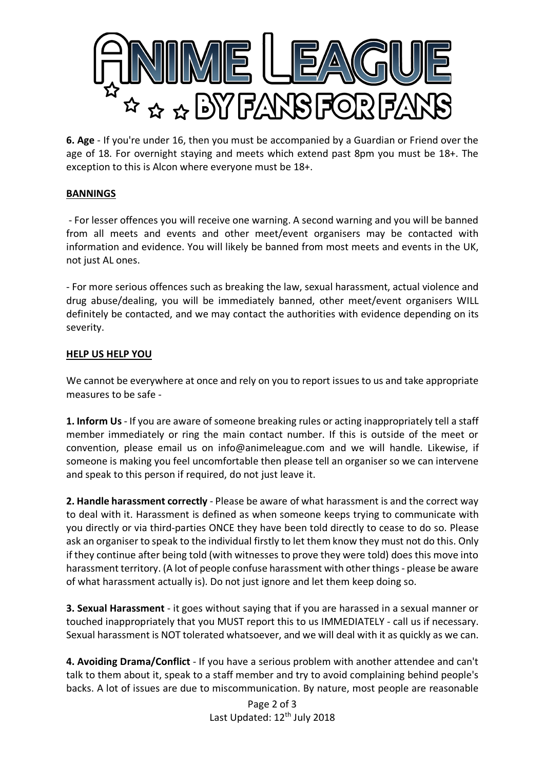**6. Age** - If you're under 16, then you must be accompanied by a Guardian or Friend over the age of 18. For overnight staying and meets which extend past 8pm you must be 18+. The exception to this is Alcon where everyone must be 18+.

## BANNINGS

- For lesser offences you will receive one warning. A second warning and you will be banned from all meets and events and other meet/event organisers may be contacted with information and evidence. You will likely be banned from most meets and events in the UK, not just AL ones.

- For more serious offences such as breaking the law, sexual harassment, actual violence and drug abuse/dealing, you will be immediately banned, other meet/event organisers WILL definitely be contacted, and we may contact the authorities with evidence depending on its severity.

## HELP US HELP YOU

We cannot be everywhere at once and rely on you to report issues to us and take appropriate measures to be safe -

**1. Inform Us** - If you are aware of someone breaking rules or acting inappropriately tell a staff member immediately or ring the main contact number. If this is outside of the meet or convention, please email us on info@animeleague.com and we will handle. Likewise, if someone is making you feel uncomfortable then please tell an organiser so we can intervene and speak to this person if required, do not just leave it.

**2. Handle harassment correctly** - Please be aware of what harassment is and the correct way to deal with it. Harassment is defined as when someone keeps trying to communicate with you directly or via third-parties ONCE they have been told directly to cease to do so. Please ask an organiser to speak to the individual firstly to let them know they must not do this. Only if they continue after being told (with witnesses to prove they were told) does this move into harassment territory. (A lot of people confuse harassment with other things - please be aware of what harassment actually is). Do not just ignore and let them keep doing so.

**3. Sexual Harassment** - it goes without saying that if you are harassed in a sexual manner or touched inappropriately that you MUST report this to us IMMEDIATELY - call us if necessary. Sexual harassment is NOT tolerated whatsoever, and we will deal with it as quickly as we can.

**4. Avoiding Drama/Conflict** - If you have a serious problem with another attendee and can't talk to them about it, speak to a staff member and try to avoid complaining behind people's backs. A lot of issues are due to miscommunication. By nature, most people are reasonable

Last Updated: 12th July 2018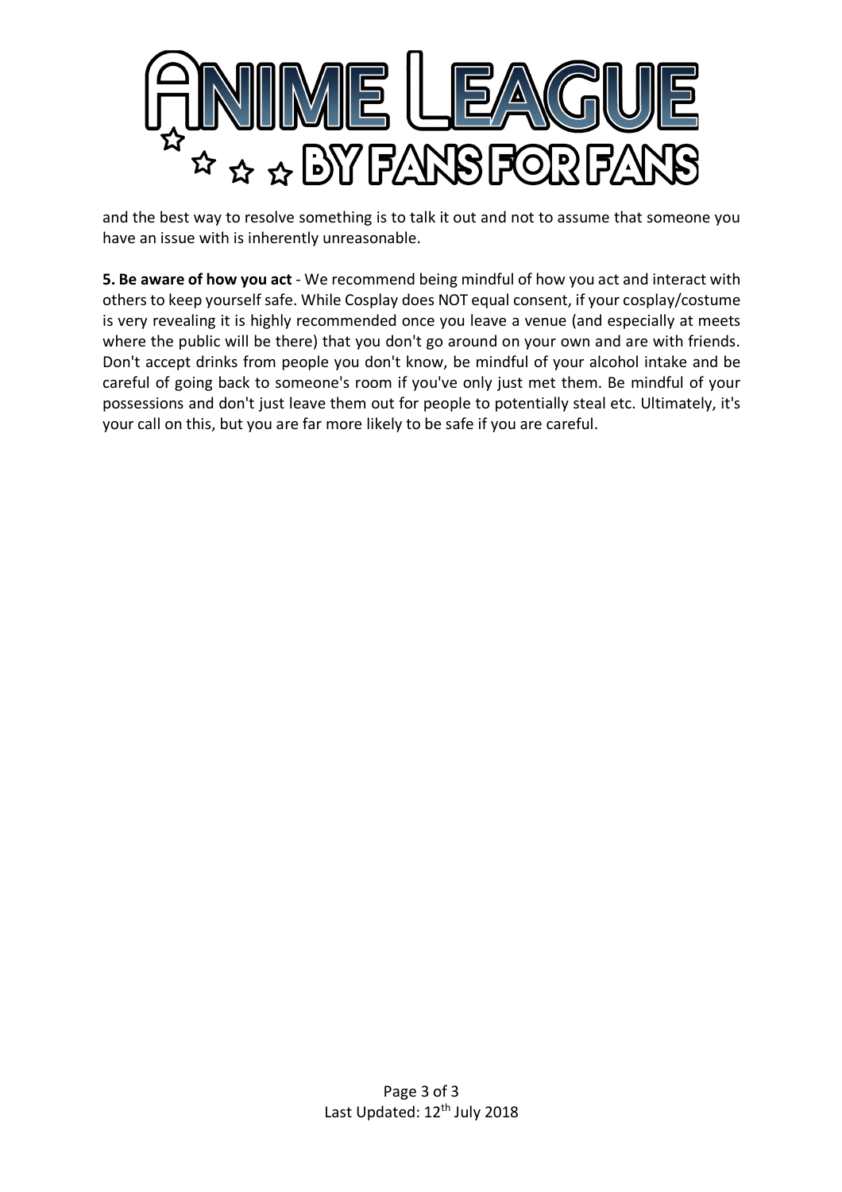and the best way to resolve something is to talk it out and not to assume that someone you have an issue with is inherently unreasonable.

**5. Be aware of how you act** - We recommend being mindful of how you act and interact with others to keep yourself safe. While Cosplay does NOT equal consent, if your cosplay/costume is very revealing it is highly recommended once you leave a venue (and especially at meets where the public will be there) that you don't go around on your own and are with friends. Don't accept drinks from people you don't know, be mindful of your alcohol intake and be careful of going back to someone's room if you've only just met them. Be mindful of your possessions and don't just leave them out for people to potentially steal etc. Ultimately, it's your call on this, but you are far more likely to be safe if you are careful.